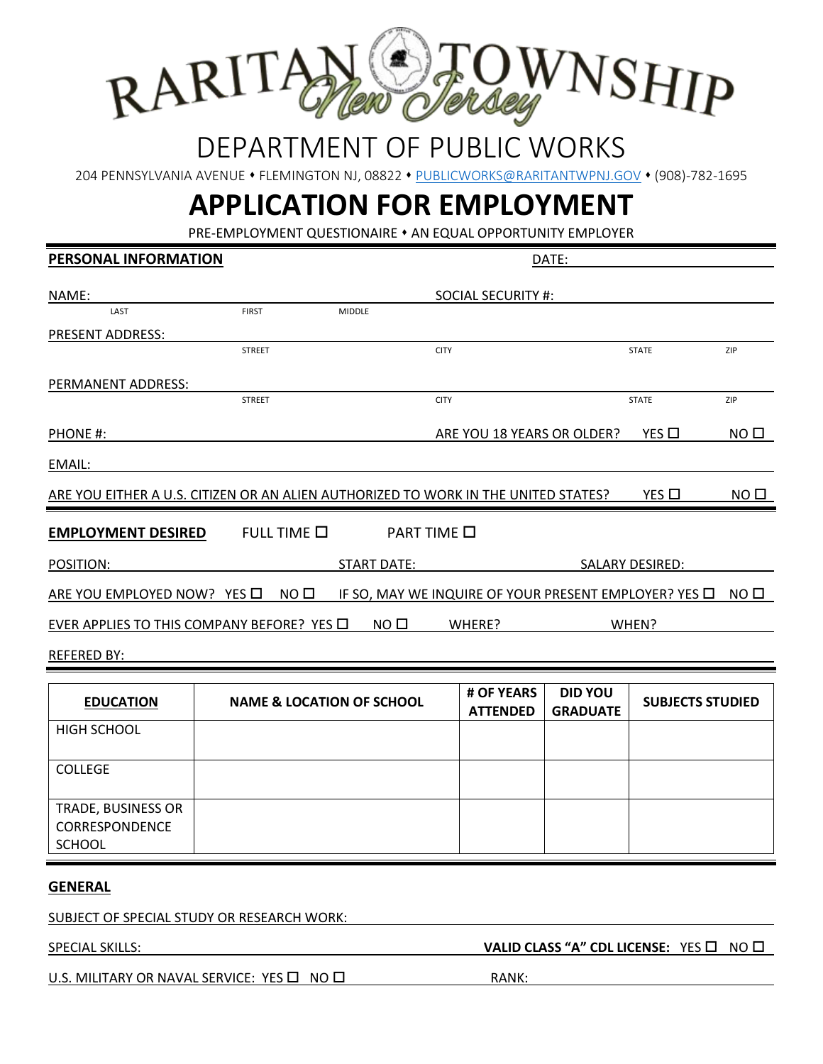# RARITAN TOWNSHIP
New Jersey

## DEPARTMENT OF PUBLIC WORKS

204 PENNSYLVANIA AVENUE • FLEMINGTON NJ, 08822 • PUBLICWORKS@RARITANTWPNJ.GOV • (908)-782-1695

# APPLICATION FOR EMPLOYMENT

PRE-EMPLOYMENT QUESTIONAIRE • AN EQUAL OPPORTUNITY EMPLOYER

**PERSONAL INFORMATION** DATE: ____________

NAME: ____________ SOCIAL SECURITY #: ____________
LAST FIRST MIDDLE

PRESENT ADDRESS: ____________
STREET CITY STATE ZIP

PERMANENT ADDRESS: ____________
STREET CITY STATE ZIP

PHONE #: ____________ ARE YOU 18 YEARS OR OLDER? YES ☐ NO ☐

EMAIL: ____________

ARE YOU EITHER A U.S. CITIZEN OR AN ALIEN AUTHORIZED TO WORK IN THE UNITED STATES? YES ☐ NO ☐

**EMPLOYMENT DESIRED** FULL TIME ☐ PART TIME ☐

POSITION: ____________ START DATE: ____________ SALARY DESIRED: ____________

ARE YOU EMPLOYED NOW? YES ☐ NO ☐ IF SO, MAY WE INQUIRE OF YOUR PRESENT EMPLOYER? YES ☐ NO ☐

EVER APPLIES TO THIS COMPANY BEFORE? YES ☐ NO ☐ WHERE? ____________ WHEN? ____________

REFERED BY: ____________

| **EDUCATION** | **NAME & LOCATION OF SCHOOL** | **# OF YEARS ATTENDED** | **DID YOU GRADUATE** | **SUBJECTS STUDIED** |
|---|---|---|---|---|
| HIGH SCHOOL | | | | |
| COLLEGE | | | | |
| TRADE, BUSINESS OR CORRESPONDENCE SCHOOL | | | | |

**GENERAL**

SUBJECT OF SPECIAL STUDY OR RESEARCH WORK: ____________

SPECIAL SKILLS: ____________ **VALID CLASS "A" CDL LICENSE:** YES ☐ NO ☐

U.S. MILITARY OR NAVAL SERVICE: YES ☐ NO ☐ RANK: ____________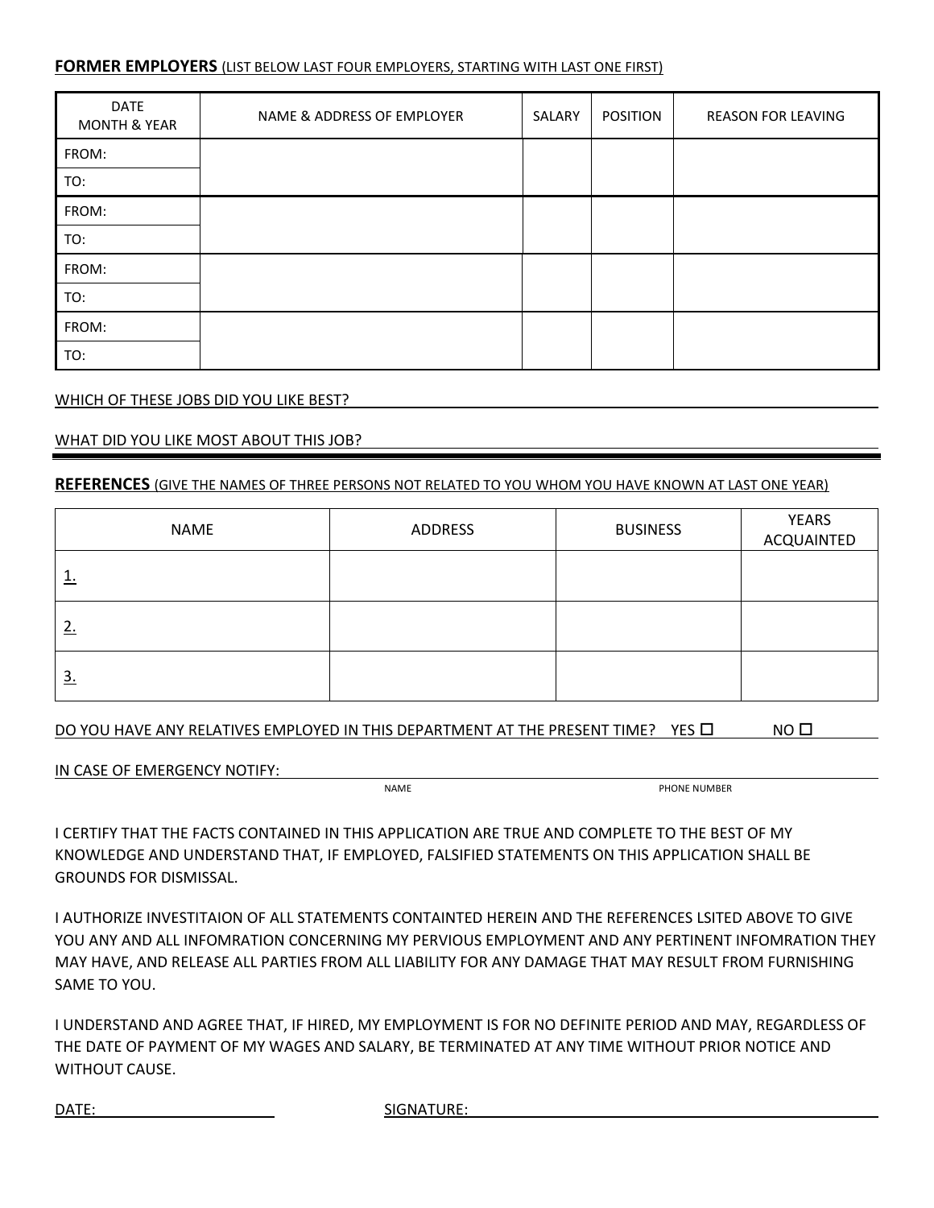**FORMER EMPLOYERS** (LIST BELOW LAST FOUR EMPLOYERS, STARTING WITH LAST ONE FIRST)

| DATE MONTH & YEAR | NAME & ADDRESS OF EMPLOYER | SALARY | POSITION | REASON FOR LEAVING |
|---|---|---|---|---|
| FROM: | | | | |
| TO: | | | | |
| FROM: | | | | |
| TO: | | | | |
| FROM: | | | | |
| TO: | | | | |
| FROM: | | | | |
| TO: | | | | |

WHICH OF THESE JOBS DID YOU LIKE BEST?

WHAT DID YOU LIKE MOST ABOUT THIS JOB?

**REFERENCES** (GIVE THE NAMES OF THREE PERSONS NOT RELATED TO YOU WHOM YOU HAVE KNOWN AT LAST ONE YEAR)

| NAME | ADDRESS | BUSINESS | YEARS ACQUAINTED |
|---|---|---|---|
| 1. | | | |
| 2. | | | |
| 3. | | | |

DO YOU HAVE ANY RELATIVES EMPLOYED IN THIS DEPARTMENT AT THE PRESENT TIME? YES ☐ NO ☐

IN CASE OF EMERGENCY NOTIFY:

NAME PHONE NUMBER

I CERTIFY THAT THE FACTS CONTAINED IN THIS APPLICATION ARE TRUE AND COMPLETE TO THE BEST OF MY KNOWLEDGE AND UNDERSTAND THAT, IF EMPLOYED, FALSIFIED STATEMENTS ON THIS APPLICATION SHALL BE GROUNDS FOR DISMISSAL.

I AUTHORIZE INVESTITAION OF ALL STATEMENTS CONTAINTED HEREIN AND THE REFERENCES LSITED ABOVE TO GIVE YOU ANY AND ALL INFOMRATION CONCERNING MY PERVIOUS EMPLOYMENT AND ANY PERTINENT INFOMRATION THEY MAY HAVE, AND RELEASE ALL PARTIES FROM ALL LIABILITY FOR ANY DAMAGE THAT MAY RESULT FROM FURNISHING SAME TO YOU.

I UNDERSTAND AND AGREE THAT, IF HIRED, MY EMPLOYMENT IS FOR NO DEFINITE PERIOD AND MAY, REGARDLESS OF THE DATE OF PAYMENT OF MY WAGES AND SALARY, BE TERMINATED AT ANY TIME WITHOUT PRIOR NOTICE AND WITHOUT CAUSE.

DATE: SIGNATURE: